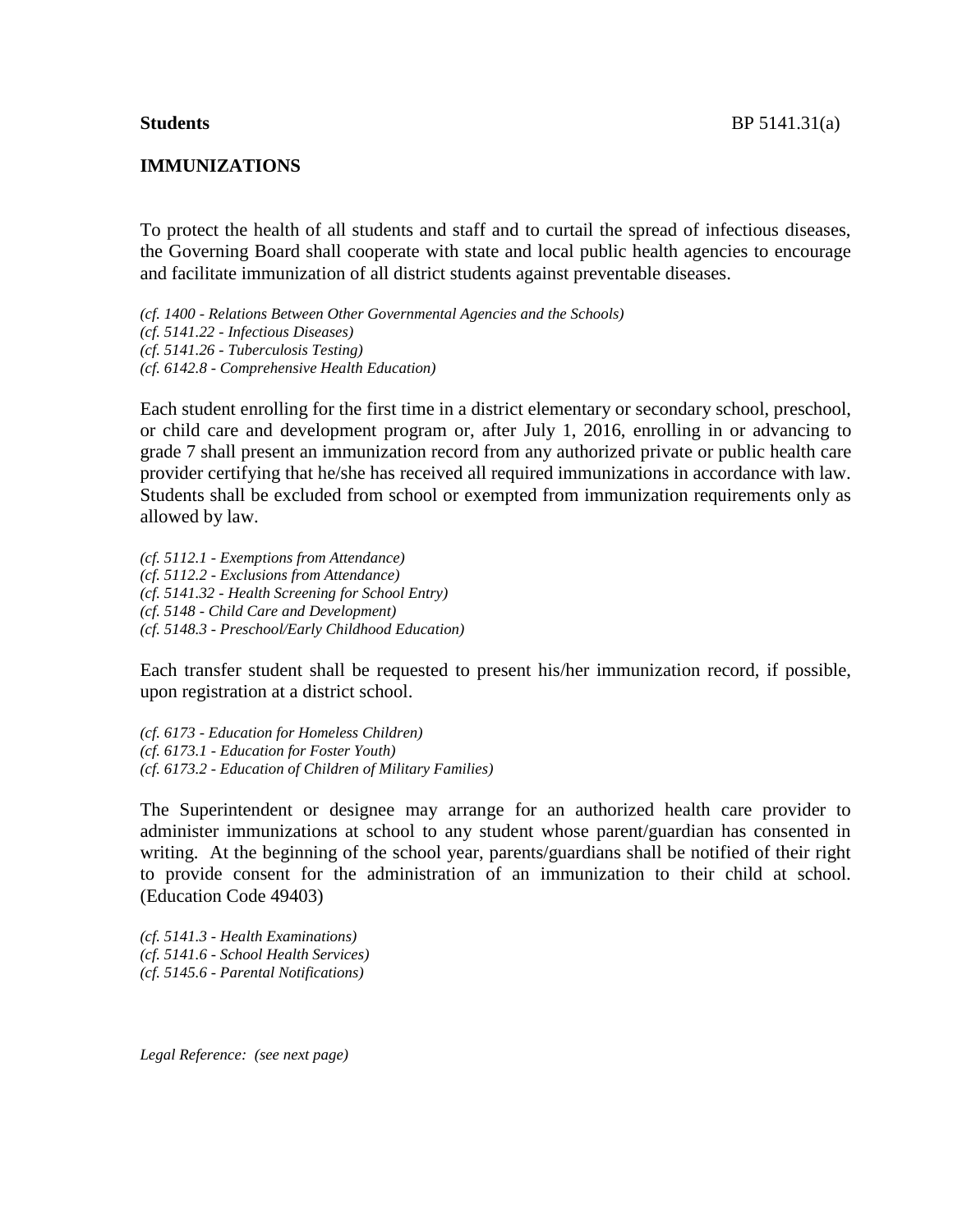**Students** BP 5141.31(a)

## IMMUNIZATIONS

To protect the health of all students and staff and to curtail the spread of infectious diseases, the Governing Board shall cooperate with state and local public health agencies to encourage and facilitate immunization of all district students against preventable diseases.

*(cf. 1400 - Relations Between Other Governmental Agencies and the Schools)*
*(cf. 5141.22 - Infectious Diseases)*
*(cf. 5141.26 - Tuberculosis Testing)*
*(cf. 6142.8 - Comprehensive Health Education)*

Each student enrolling for the first time in a district elementary or secondary school, preschool, or child care and development program or, after July 1, 2016, enrolling in or advancing to grade 7 shall present an immunization record from any authorized private or public health care provider certifying that he/she has received all required immunizations in accordance with law. Students shall be excluded from school or exempted from immunization requirements only as allowed by law.

*(cf. 5112.1 - Exemptions from Attendance)*
*(cf. 5112.2 - Exclusions from Attendance)*
*(cf. 5141.32 - Health Screening for School Entry)*
*(cf. 5148 - Child Care and Development)*
*(cf. 5148.3 - Preschool/Early Childhood Education)*

Each transfer student shall be requested to present his/her immunization record, if possible, upon registration at a district school.

*(cf. 6173 - Education for Homeless Children)*
*(cf. 6173.1 - Education for Foster Youth)*
*(cf. 6173.2 - Education of Children of Military Families)*

The Superintendent or designee may arrange for an authorized health care provider to administer immunizations at school to any student whose parent/guardian has consented in writing. At the beginning of the school year, parents/guardians shall be notified of their right to provide consent for the administration of an immunization to their child at school. (Education Code 49403)

*(cf. 5141.3 - Health Examinations)*
*(cf. 5141.6 - School Health Services)*
*(cf. 5145.6 - Parental Notifications)*

*Legal Reference: (see next page)*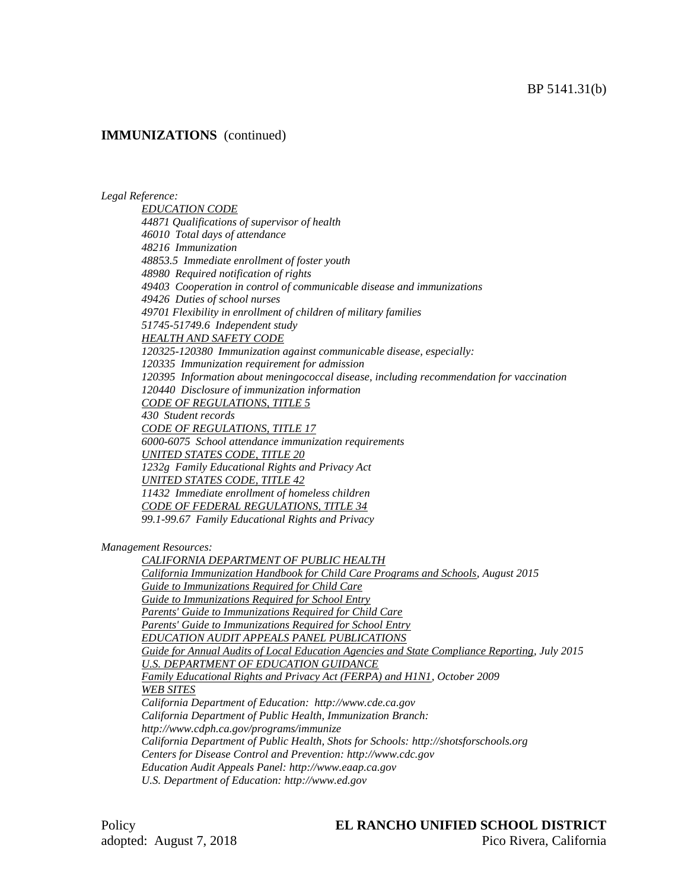**IMMUNIZATIONS** (continued)

*Legal Reference:*

*EDUCATION CODE*
*44871 Qualifications of supervisor of health*
*46010 Total days of attendance*
*48216 Immunization*
*48853.5 Immediate enrollment of foster youth*
*48980 Required notification of rights*
*49403 Cooperation in control of communicable disease and immunizations*
*49426 Duties of school nurses*
*49701 Flexibility in enrollment of children of military families*
*51745-51749.6 Independent study*
*HEALTH AND SAFETY CODE*
*120325-120380 Immunization against communicable disease, especially:*
*120335 Immunization requirement for admission*
*120395 Information about meningococcal disease, including recommendation for vaccination*
*120440 Disclosure of immunization information*
*CODE OF REGULATIONS, TITLE 5*
*430 Student records*
*CODE OF REGULATIONS, TITLE 17*
*6000-6075 School attendance immunization requirements*
*UNITED STATES CODE, TITLE 20*
*1232g Family Educational Rights and Privacy Act*
*UNITED STATES CODE, TITLE 42*
*11432 Immediate enrollment of homeless children*
*CODE OF FEDERAL REGULATIONS, TITLE 34*
*99.1-99.67 Family Educational Rights and Privacy*

*Management Resources:*

*CALIFORNIA DEPARTMENT OF PUBLIC HEALTH*
*California Immunization Handbook for Child Care Programs and Schools, August 2015*
*Guide to Immunizations Required for Child Care*
*Guide to Immunizations Required for School Entry*
*Parents' Guide to Immunizations Required for Child Care*
*Parents' Guide to Immunizations Required for School Entry*
*EDUCATION AUDIT APPEALS PANEL PUBLICATIONS*
*Guide for Annual Audits of Local Education Agencies and State Compliance Reporting, July 2015*
*U.S. DEPARTMENT OF EDUCATION GUIDANCE*
*Family Educational Rights and Privacy Act (FERPA) and H1N1, October 2009*
*WEB SITES*
*California Department of Education: http://www.cde.ca.gov*
*California Department of Public Health, Immunization Branch: http://www.cdph.ca.gov/programs/immunize*
*California Department of Public Health, Shots for Schools: http://shotsforschools.org*
*Centers for Disease Control and Prevention: http://www.cdc.gov*
*Education Audit Appeals Panel: http://www.eaap.ca.gov*
*U.S. Department of Education: http://www.ed.gov*

Policy
adopted: August 7, 2018

**EL RANCHO UNIFIED SCHOOL DISTRICT**
Pico Rivera, California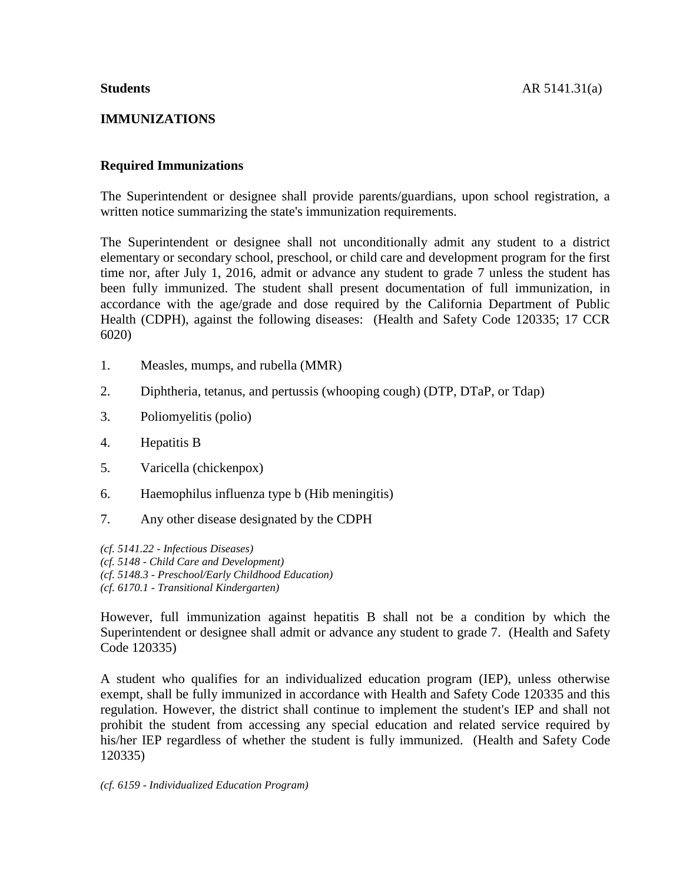**Students** AR 5141.31(a)

## IMMUNIZATIONS

### Required Immunizations

The Superintendent or designee shall provide parents/guardians, upon school registration, a written notice summarizing the state's immunization requirements.

The Superintendent or designee shall not unconditionally admit any student to a district elementary or secondary school, preschool, or child care and development program for the first time nor, after July 1, 2016, admit or advance any student to grade 7 unless the student has been fully immunized. The student shall present documentation of full immunization, in accordance with the age/grade and dose required by the California Department of Public Health (CDPH), against the following diseases: (Health and Safety Code 120335; 17 CCR 6020)

1. Measles, mumps, and rubella (MMR)
2. Diphtheria, tetanus, and pertussis (whooping cough) (DTP, DTaP, or Tdap)
3. Poliomyelitis (polio)
4. Hepatitis B
5. Varicella (chickenpox)
6. Haemophilus influenza type b (Hib meningitis)
7. Any other disease designated by the CDPH

*(cf. 5141.22 - Infectious Diseases)*
*(cf. 5148 - Child Care and Development)*
*(cf. 5148.3 - Preschool/Early Childhood Education)*
*(cf. 6170.1 - Transitional Kindergarten)*

However, full immunization against hepatitis B shall not be a condition by which the Superintendent or designee shall admit or advance any student to grade 7. (Health and Safety Code 120335)

A student who qualifies for an individualized education program (IEP), unless otherwise exempt, shall be fully immunized in accordance with Health and Safety Code 120335 and this regulation. However, the district shall continue to implement the student's IEP and shall not prohibit the student from accessing any special education and related service required by his/her IEP regardless of whether the student is fully immunized. (Health and Safety Code 120335)

*(cf. 6159 - Individualized Education Program)*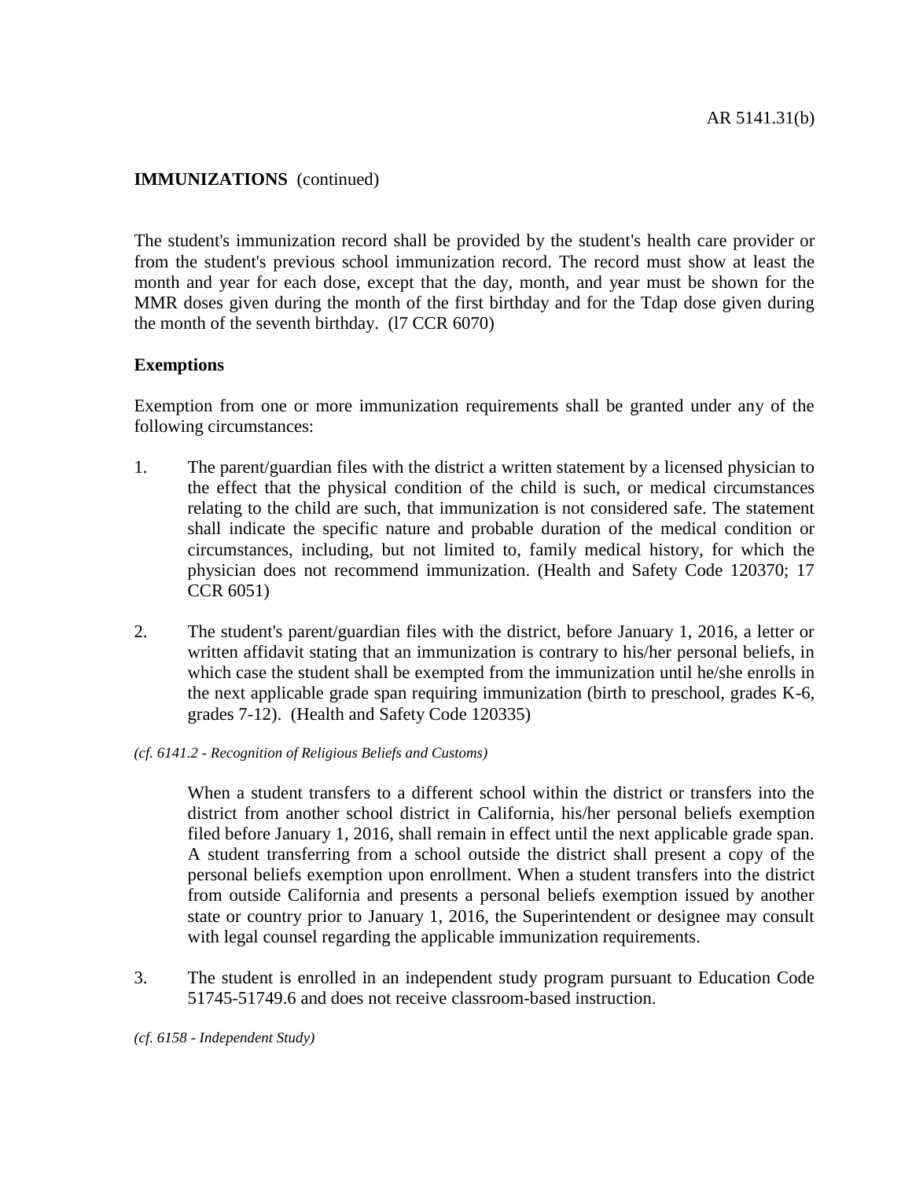**IMMUNIZATIONS** (continued)

The student's immunization record shall be provided by the student's health care provider or from the student's previous school immunization record. The record must show at least the month and year for each dose, except that the day, month, and year must be shown for the MMR doses given during the month of the first birthday and for the Tdap dose given during the month of the seventh birthday. (l7 CCR 6070)

**Exemptions**

Exemption from one or more immunization requirements shall be granted under any of the following circumstances:

1. The parent/guardian files with the district a written statement by a licensed physician to the effect that the physical condition of the child is such, or medical circumstances relating to the child are such, that immunization is not considered safe. The statement shall indicate the specific nature and probable duration of the medical condition or circumstances, including, but not limited to, family medical history, for which the physician does not recommend immunization. (Health and Safety Code 120370; 17 CCR 6051)

2. The student's parent/guardian files with the district, before January 1, 2016, a letter or written affidavit stating that an immunization is contrary to his/her personal beliefs, in which case the student shall be exempted from the immunization until he/she enrolls in the next applicable grade span requiring immunization (birth to preschool, grades K-6, grades 7-12). (Health and Safety Code 120335)

*(cf. 6141.2 - Recognition of Religious Beliefs and Customs)*

   When a student transfers to a different school within the district or transfers into the district from another school district in California, his/her personal beliefs exemption filed before January 1, 2016, shall remain in effect until the next applicable grade span. A student transferring from a school outside the district shall present a copy of the personal beliefs exemption upon enrollment. When a student transfers into the district from outside California and presents a personal beliefs exemption issued by another state or country prior to January 1, 2016, the Superintendent or designee may consult with legal counsel regarding the applicable immunization requirements.

3. The student is enrolled in an independent study program pursuant to Education Code 51745-51749.6 and does not receive classroom-based instruction.

*(cf. 6158 - Independent Study)*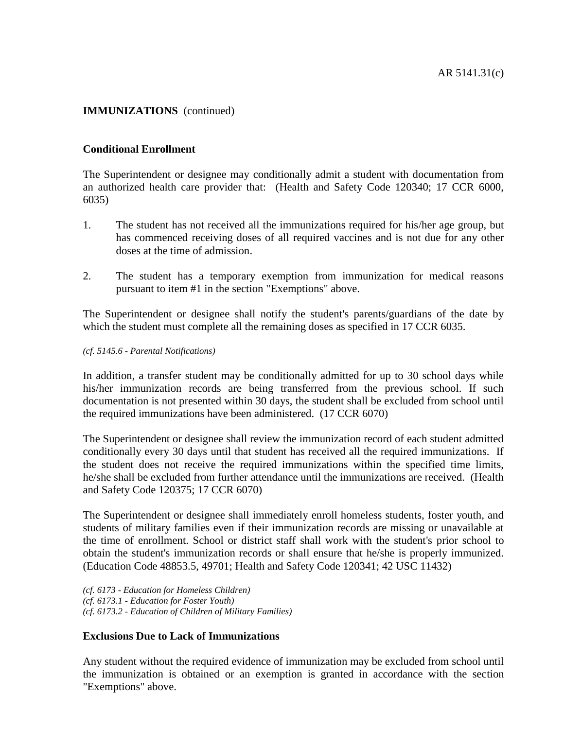**IMMUNIZATIONS** (continued)

**Conditional Enrollment**

The Superintendent or designee may conditionally admit a student with documentation from an authorized health care provider that: (Health and Safety Code 120340; 17 CCR 6000, 6035)

1. The student has not received all the immunizations required for his/her age group, but has commenced receiving doses of all required vaccines and is not due for any other doses at the time of admission.

2. The student has a temporary exemption from immunization for medical reasons pursuant to item #1 in the section "Exemptions" above.

The Superintendent or designee shall notify the student's parents/guardians of the date by which the student must complete all the remaining doses as specified in 17 CCR 6035.

*(cf. 5145.6 - Parental Notifications)*

In addition, a transfer student may be conditionally admitted for up to 30 school days while his/her immunization records are being transferred from the previous school. If such documentation is not presented within 30 days, the student shall be excluded from school until the required immunizations have been administered. (17 CCR 6070)

The Superintendent or designee shall review the immunization record of each student admitted conditionally every 30 days until that student has received all the required immunizations. If the student does not receive the required immunizations within the specified time limits, he/she shall be excluded from further attendance until the immunizations are received. (Health and Safety Code 120375; 17 CCR 6070)

The Superintendent or designee shall immediately enroll homeless students, foster youth, and students of military families even if their immunization records are missing or unavailable at the time of enrollment. School or district staff shall work with the student's prior school to obtain the student's immunization records or shall ensure that he/she is properly immunized. (Education Code 48853.5, 49701; Health and Safety Code 120341; 42 USC 11432)

*(cf. 6173 - Education for Homeless Children)*
*(cf. 6173.1 - Education for Foster Youth)*
*(cf. 6173.2 - Education of Children of Military Families)*

**Exclusions Due to Lack of Immunizations**

Any student without the required evidence of immunization may be excluded from school until the immunization is obtained or an exemption is granted in accordance with the section "Exemptions" above.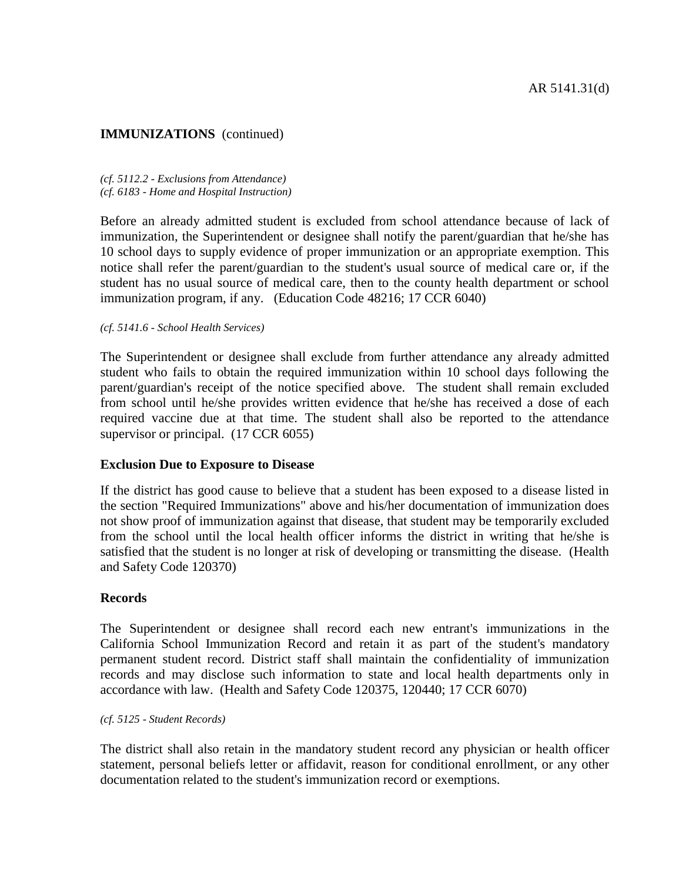**IMMUNIZATIONS** (continued)

*(cf. 5112.2 - Exclusions from Attendance)*
*(cf. 6183 - Home and Hospital Instruction)*

Before an already admitted student is excluded from school attendance because of lack of immunization, the Superintendent or designee shall notify the parent/guardian that he/she has 10 school days to supply evidence of proper immunization or an appropriate exemption. This notice shall refer the parent/guardian to the student's usual source of medical care or, if the student has no usual source of medical care, then to the county health department or school immunization program, if any. (Education Code 48216; 17 CCR 6040)

*(cf. 5141.6 - School Health Services)*

The Superintendent or designee shall exclude from further attendance any already admitted student who fails to obtain the required immunization within 10 school days following the parent/guardian's receipt of the notice specified above. The student shall remain excluded from school until he/she provides written evidence that he/she has received a dose of each required vaccine due at that time. The student shall also be reported to the attendance supervisor or principal. (17 CCR 6055)

### Exclusion Due to Exposure to Disease

If the district has good cause to believe that a student has been exposed to a disease listed in the section "Required Immunizations" above and his/her documentation of immunization does not show proof of immunization against that disease, that student may be temporarily excluded from the school until the local health officer informs the district in writing that he/she is satisfied that the student is no longer at risk of developing or transmitting the disease. (Health and Safety Code 120370)

### Records

The Superintendent or designee shall record each new entrant's immunizations in the California School Immunization Record and retain it as part of the student's mandatory permanent student record. District staff shall maintain the confidentiality of immunization records and may disclose such information to state and local health departments only in accordance with law. (Health and Safety Code 120375, 120440; 17 CCR 6070)

*(cf. 5125 - Student Records)*

The district shall also retain in the mandatory student record any physician or health officer statement, personal beliefs letter or affidavit, reason for conditional enrollment, or any other documentation related to the student's immunization record or exemptions.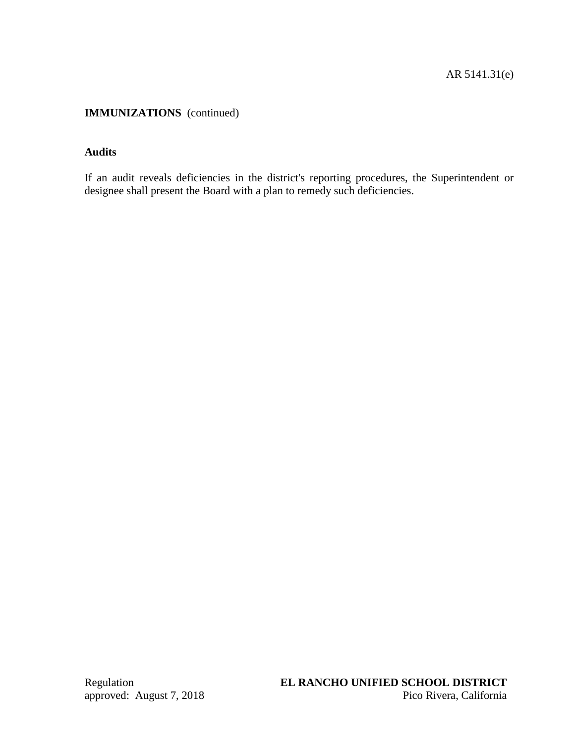**IMMUNIZATIONS** (continued)

**Audits**

If an audit reveals deficiencies in the district's reporting procedures, the Superintendent or designee shall present the Board with a plan to remedy such deficiencies.

Regulation approved: August 7, 2018

**EL RANCHO UNIFIED SCHOOL DISTRICT**
Pico Rivera, California